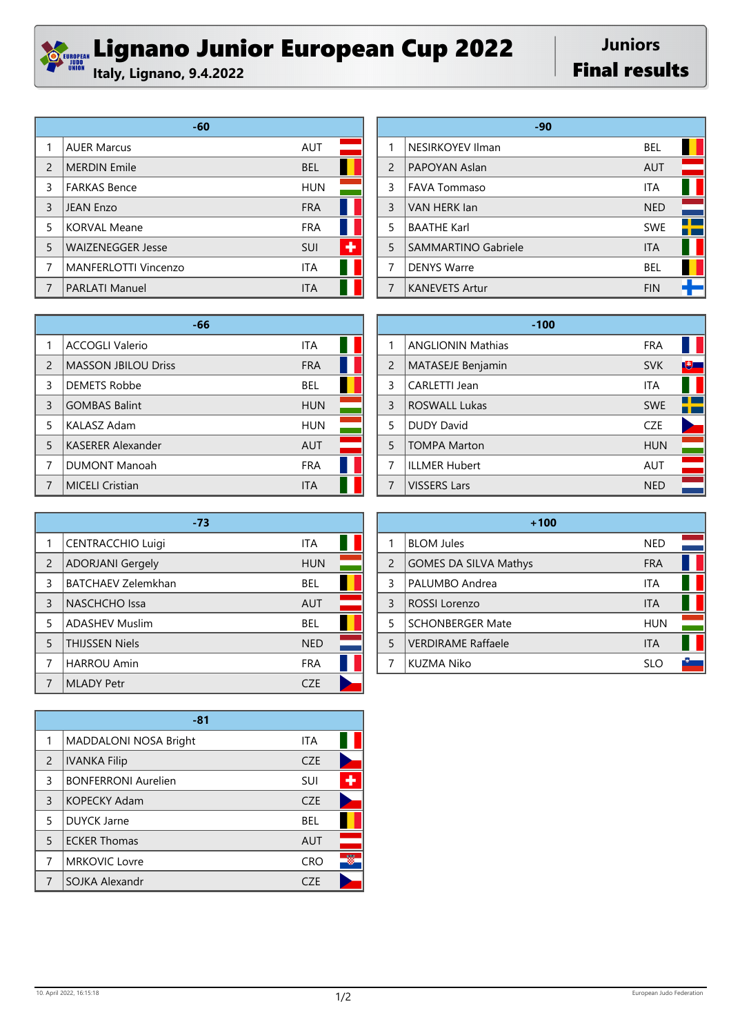# Lignano Junior European Cup 2022

**Italy, Lignano, 9.4.2022**

**Juniors**

**Final results**

| -60 | | |
|---|---|---|
| 1 | AUER Marcus | AUT |
| 2 | MERDIN Emile | BEL |
| 3 | FARKAS Bence | HUN |
| 3 | JEAN Enzo | FRA |
| 5 | KORVAL Meane | FRA |
| 5 | WAIZENEGGER Jesse | SUI |
| 7 | MANFERLOTTI Vincenzo | ITA |
| 7 | PARLATI Manuel | ITA |

| -66 | | |
|---|---|---|
| 1 | ACCOGLI Valerio | ITA |
| 2 | MASSON JBILOU Driss | FRA |
| 3 | DEMETS Robbe | BEL |
| 3 | GOMBAS Balint | HUN |
| 5 | KALASZ Adam | HUN |
| 5 | KASERER Alexander | AUT |
| 7 | DUMONT Manoah | FRA |
| 7 | MICELI Cristian | ITA |

| -73 | | |
|---|---|---|
| 1 | CENTRACCHIO Luigi | ITA |
| 2 | ADORJANI Gergely | HUN |
| 3 | BATCHAEV Zelemkhan | BEL |
| 3 | NASCHCHO Issa | AUT |
| 5 | ADASHEV Muslim | BEL |
| 5 | THIJSSEN Niels | NED |
| 7 | HARROU Amin | FRA |
| 7 | MLADY Petr | CZE |

| -81 | | |
|---|---|---|
| 1 | MADDALONI NOSA Bright | ITA |
| 2 | IVANKA Filip | CZE |
| 3 | BONFERRONI Aurelien | SUI |
| 3 | KOPECKY Adam | CZE |
| 5 | DUYCK Jarne | BEL |
| 5 | ECKER Thomas | AUT |
| 7 | MRKOVIC Lovre | CRO |
| 7 | SOJKA Alexandr | CZE |

| -90 | | |
|---|---|---|
| 1 | NESIRKOYEV Ilman | BEL |
| 2 | PAPOYAN Aslan | AUT |
| 3 | FAVA Tommaso | ITA |
| 3 | VAN HERK Ian | NED |
| 5 | BAATHE Karl | SWE |
| 5 | SAMMARTINO Gabriele | ITA |
| 7 | DENYS Warre | BEL |
| 7 | KANEVETS Artur | FIN |

| -100 | | |
|---|---|---|
| 1 | ANGLIONIN Mathias | FRA |
| 2 | MATASEJE Benjamin | SVK |
| 3 | CARLETTI Jean | ITA |
| 3 | ROSWALL Lukas | SWE |
| 5 | DUDY David | CZE |
| 5 | TOMPA Marton | HUN |
| 7 | ILLMER Hubert | AUT |
| 7 | VISSERS Lars | NED |

| +100 | | |
|---|---|---|
| 1 | BLOM Jules | NED |
| 2 | GOMES DA SILVA Mathys | FRA |
| 3 | PALUMBO Andrea | ITA |
| 3 | ROSSI Lorenzo | ITA |
| 5 | SCHONBERGER Mate | HUN |
| 5 | VERDIRAME Raffaele | ITA |
| 7 | KUZMA Niko | SLO |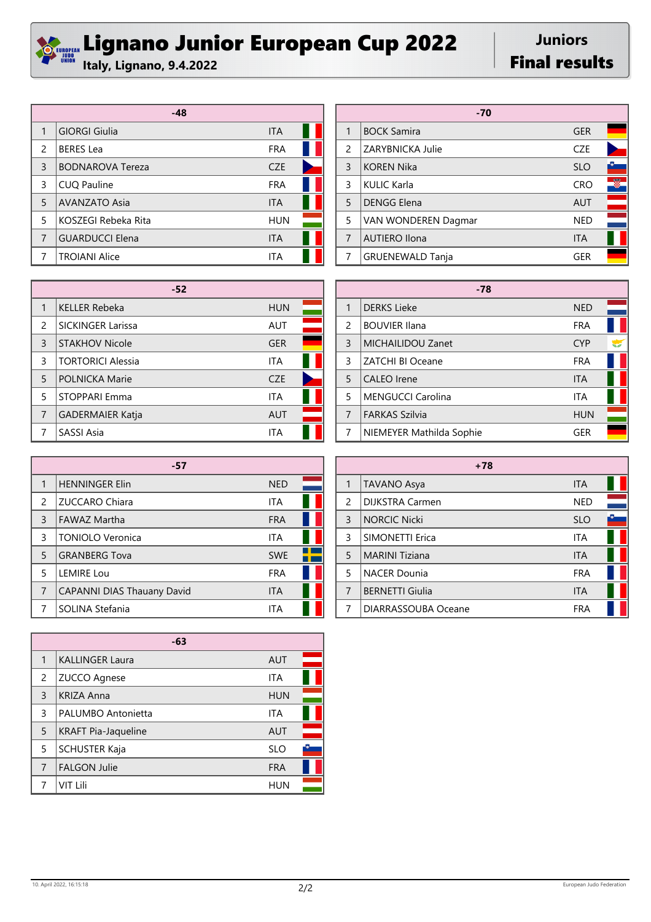# Lignano Junior European Cup 2022

Italy, Lignano, 9.4.2022

**Juniors**
**Final results**

| -48 | | |
|---|---|---|
| 1 | GIORGI Giulia | ITA |
| 2 | BERES Lea | FRA |
| 3 | BODNAROVA Tereza | CZE |
| 3 | CUQ Pauline | FRA |
| 5 | AVANZATO Asia | ITA |
| 5 | KOSZEGI Rebeka Rita | HUN |
| 7 | GUARDUCCI Elena | ITA |
| 7 | TROIANI Alice | ITA |

| -52 | | |
|---|---|---|
| 1 | KELLER Rebeka | HUN |
| 2 | SICKINGER Larissa | AUT |
| 3 | STAKHOV Nicole | GER |
| 3 | TORTORICI Alessia | ITA |
| 5 | POLNICKA Marie | CZE |
| 5 | STOPPARI Emma | ITA |
| 7 | GADERMAIER Katja | AUT |
| 7 | SASSI Asia | ITA |

| -57 | | |
|---|---|---|
| 1 | HENNINGER Elin | NED |
| 2 | ZUCCARO Chiara | ITA |
| 3 | FAWAZ Martha | FRA |
| 3 | TONIOLO Veronica | ITA |
| 5 | GRANBERG Tova | SWE |
| 5 | LEMIRE Lou | FRA |
| 7 | CAPANNI DIAS Thauany David | ITA |
| 7 | SOLINA Stefania | ITA |

| -63 | | |
|---|---|---|
| 1 | KALLINGER Laura | AUT |
| 2 | ZUCCO Agnese | ITA |
| 3 | KRIZA Anna | HUN |
| 3 | PALUMBO Antonietta | ITA |
| 5 | KRAFT Pia-Jaqueline | AUT |
| 5 | SCHUSTER Kaja | SLO |
| 7 | FALGON Julie | FRA |
| 7 | VIT Lili | HUN |

| -70 | | |
|---|---|---|
| 1 | BOCK Samira | GER |
| 2 | ZARYBNICKA Julie | CZE |
| 3 | KOREN Nika | SLO |
| 3 | KULIC Karla | CRO |
| 5 | DENGG Elena | AUT |
| 5 | VAN WONDEREN Dagmar | NED |
| 7 | AUTIERO Ilona | ITA |
| 7 | GRUENEWALD Tanja | GER |

| -78 | | |
|---|---|---|
| 1 | DERKS Lieke | NED |
| 2 | BOUVIER Ilana | FRA |
| 3 | MICHAILIDOU Zanet | CYP |
| 3 | ZATCHI BI Oceane | FRA |
| 5 | CALEO Irene | ITA |
| 5 | MENGUCCI Carolina | ITA |
| 7 | FARKAS Szilvia | HUN |
| 7 | NIEMEYER Mathilda Sophie | GER |

| +78 | | |
|---|---|---|
| 1 | TAVANO Asya | ITA |
| 2 | DIJKSTRA Carmen | NED |
| 3 | NORCIC Nicki | SLO |
| 3 | SIMONETTI Erica | ITA |
| 5 | MARINI Tiziana | ITA |
| 5 | NACER Dounia | FRA |
| 7 | BERNETTI Giulia | ITA |
| 7 | DIARRASSOUBA Oceane | FRA |